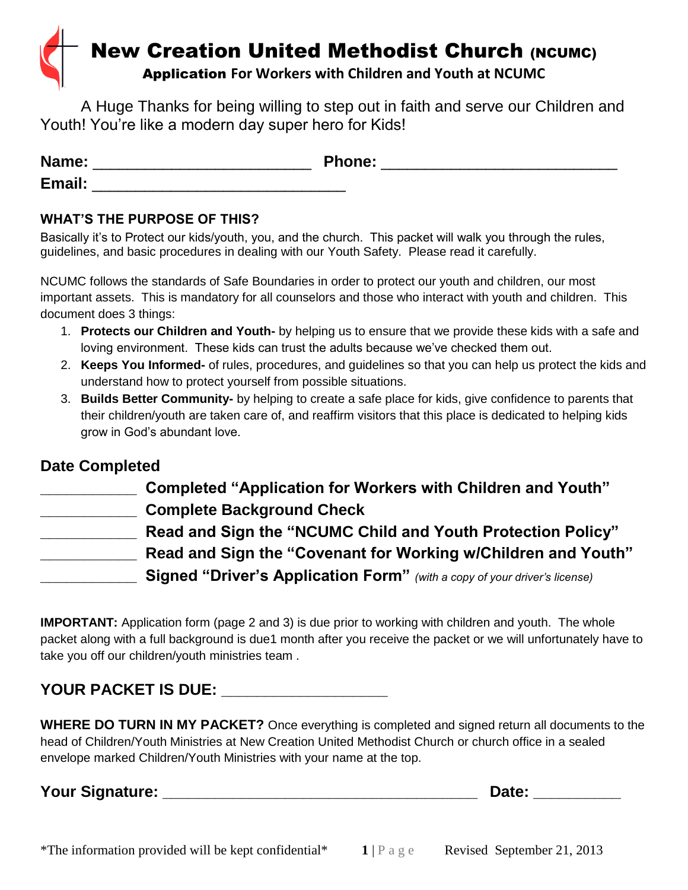# New Creation United Methodist Church (NCUMC)

## Application For Workers with Children and Youth at NCUMC

A Huge Thanks for being willing to step out in faith and serve our Children and Youth! You're like a modern day super hero for Kids!

**Name:** ________________________ **Phone:** __________________________

**Email:** ____________________________

### WHAT'S THE PURPOSE OF THIS?

Basically it's to Protect our kids/youth, you, and the church. This packet will walk you through the rules, guidelines, and basic procedures in dealing with our Youth Safety. Please read it carefully.

NCUMC follows the standards of Safe Boundaries in order to protect our youth and children, our most important assets. This is mandatory for all counselors and those who interact with youth and children. This document does 3 things:

1. **Protects our Children and Youth-** by helping us to ensure that we provide these kids with a safe and loving environment. These kids can trust the adults because we've checked them out.
2. **Keeps You Informed-** of rules, procedures, and guidelines so that you can help us protect the kids and understand how to protect yourself from possible situations.
3. **Builds Better Community-** by helping to create a safe place for kids, give confidence to parents that their children/youth are taken care of, and reaffirm visitors that this place is dedicated to helping kids grow in God's abundant love.

### Date Completed

___________ **Completed "Application for Workers with Children and Youth"**

___________ **Complete Background Check**

___________ **Read and Sign the "NCUMC Child and Youth Protection Policy"**

___________ **Read and Sign the "Covenant for Working w/Children and Youth"**

___________ **Signed "Driver's Application Form"** *(with a copy of your driver's license)*

**IMPORTANT:** Application form (page 2 and 3) is due prior to working with children and youth. The whole packet along with a full background is due1 month after you receive the packet or we will unfortunately have to take you off our children/youth ministries team .

### YOUR PACKET IS DUE: ___________________

**WHERE DO TURN IN MY PACKET?** Once everything is completed and signed return all documents to the head of Children/Youth Ministries at New Creation United Methodist Church or church office in a sealed envelope marked Children/Youth Ministries with your name at the top.

**Your Signature:** ___________________________________ **Date:** __________

\*The information provided will be kept confidential\*

Revised September 21, 2013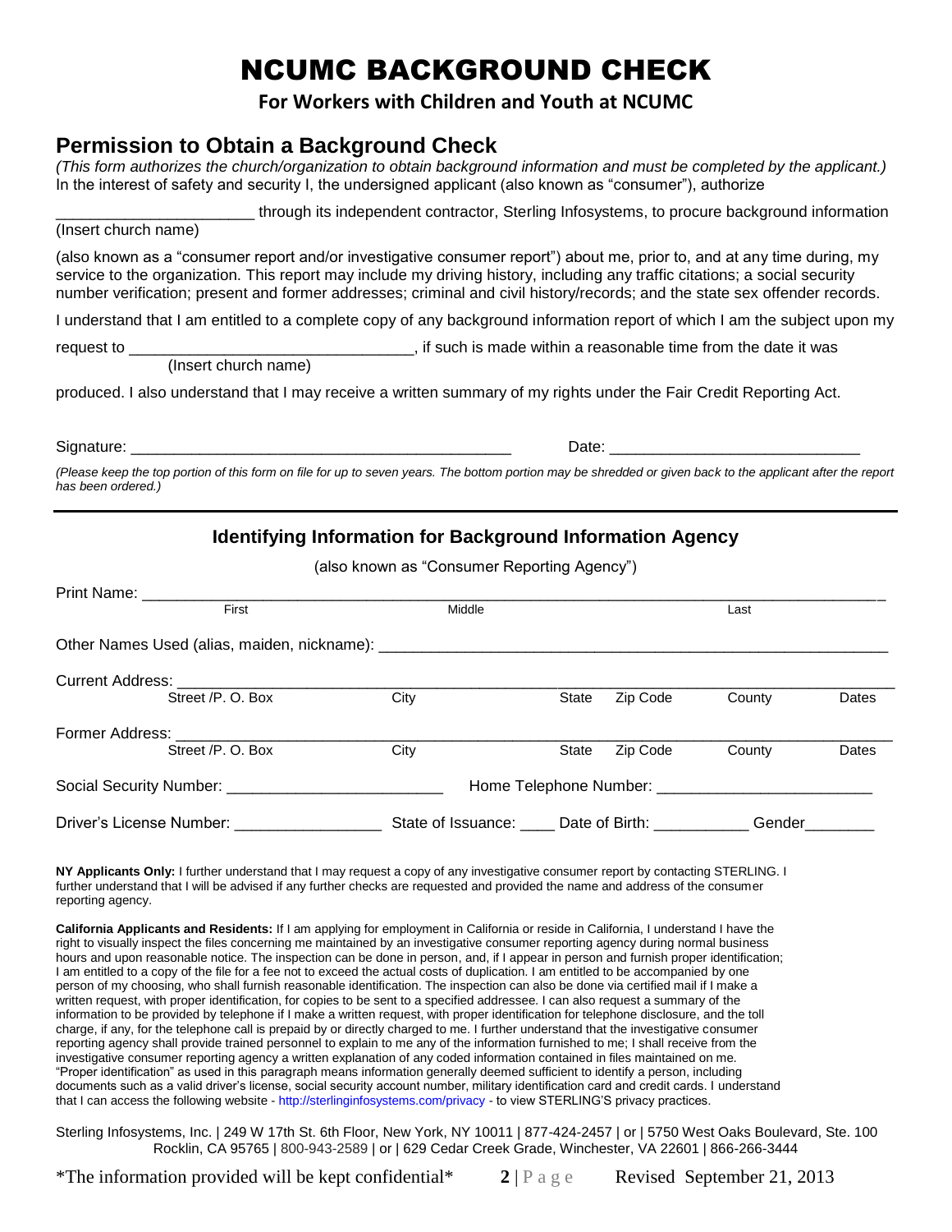# NCUMC BACKGROUND CHECK

**For Workers with Children and Youth at NCUMC**

## Permission to Obtain a Background Check

*(This form authorizes the church/organization to obtain background information and must be completed by the applicant.)*
In the interest of safety and security I, the undersigned applicant (also known as "consumer"), authorize

_______________________ through its independent contractor, Sterling Infosystems, to procure background information
(Insert church name)

(also known as a "consumer report and/or investigative consumer report") about me, prior to, and at any time during, my service to the organization. This report may include my driving history, including any traffic citations; a social security number verification; present and former addresses; criminal and civil history/records; and the state sex offender records.

I understand that I am entitled to a complete copy of any background information report of which I am the subject upon my request to _________________________________, if such is made within a reasonable time from the date it was
(Insert church name)

produced. I also understand that I may receive a written summary of my rights under the Fair Credit Reporting Act.

Signature: ______________________________________________ Date: _____________________________

*(Please keep the top portion of this form on file for up to seven years. The bottom portion may be shredded or given back to the applicant after the report has been ordered.)*

---

### Identifying Information for Background Information Agency

(also known as "Consumer Reporting Agency")

Print Name: ______________________________________________________________________________
First | Middle | Last

Other Names Used (alias, maiden, nickname): ____________________________________________________________

Current Address: ________________________________________________________________________________
Street /P. O. Box | City | State | Zip Code | County | Dates

Former Address: ________________________________________________________________________________
Street /P. O. Box | City | State | Zip Code | County | Dates

Social Security Number: _________________________ Home Telephone Number: _________________________

Driver's License Number: _________________ State of Issuance: ____ Date of Birth: ___________ Gender________

**NY Applicants Only:** I further understand that I may request a copy of any investigative consumer report by contacting STERLING. I further understand that I will be advised if any further checks are requested and provided the name and address of the consumer reporting agency.

**California Applicants and Residents:** If I am applying for employment in California or reside in California, I understand I have the right to visually inspect the files concerning me maintained by an investigative consumer reporting agency during normal business hours and upon reasonable notice. The inspection can be done in person, and, if I appear in person and furnish proper identification; I am entitled to a copy of the file for a fee not to exceed the actual costs of duplication. I am entitled to be accompanied by one person of my choosing, who shall furnish reasonable identification. The inspection can also be done via certified mail if I make a written request, with proper identification, for copies to be sent to a specified addressee. I can also request a summary of the information to be provided by telephone if I make a written request, with proper identification for telephone disclosure, and the toll charge, if any, for the telephone call is prepaid by or directly charged to me. I further understand that the investigative consumer reporting agency shall provide trained personnel to explain to me any of the information furnished to me; I shall receive from the investigative consumer reporting agency a written explanation of any coded information contained in files maintained on me. "Proper identification" as used in this paragraph means information generally deemed sufficient to identify a person, including documents such as a valid driver's license, social security account number, military identification card and credit cards. I understand that I can access the following website - http://sterlinginfosystems.com/privacy - to view STERLING'S privacy practices.

Sterling Infosystems, Inc. | 249 W 17th St. 6th Floor, New York, NY 10011 | 877-424-2457 | or | 5750 West Oaks Boulevard, Ste. 100 Rocklin, CA 95765 | 800-943-2589 | or | 629 Cedar Creek Grade, Winchester, VA 22601 | 866-266-3444

\*The information provided will be kept confidential\* Revised September 21, 2013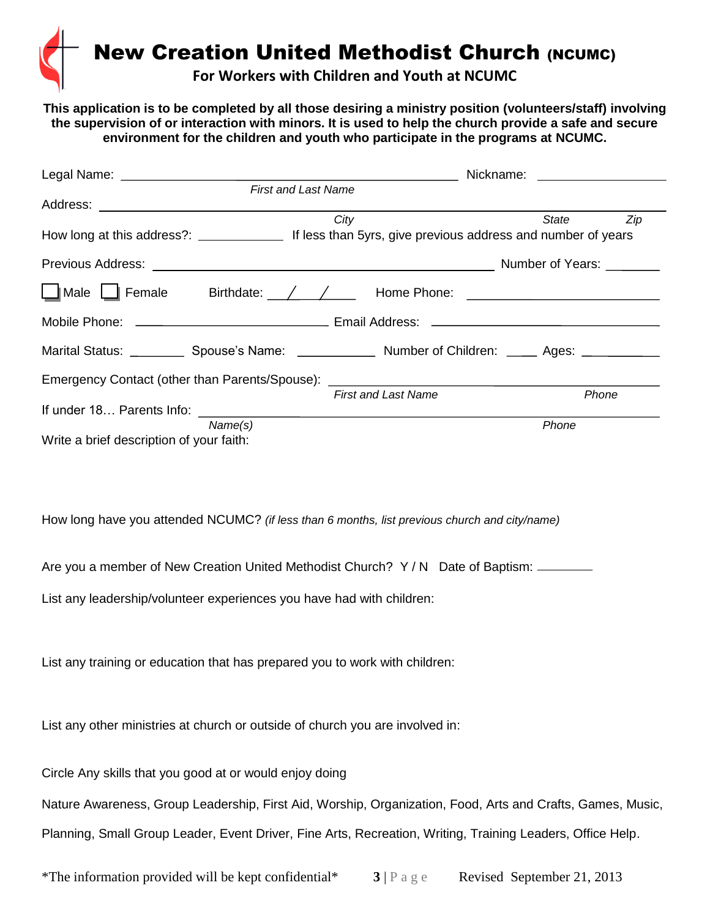# New Creation United Methodist Church (NCUMC)

**For Workers with Children and Youth at NCUMC**

**This application is to be completed by all those desiring a ministry position (volunteers/staff) involving the supervision of or interaction with minors. It is used to help the church provide a safe and secure environment for the children and youth who participate in the programs at NCUMC.**

Legal Name: ______________________________ Nickname: ______________
*First and Last Name*

Address: ______________________________________________________
*City* *State* *Zip*

How long at this address?: __________ If less than 5yrs, give previous address and number of years

Previous Address: ______________________________ Number of Years: ______

☐ Male ☐ Female Birthdate: ___/___/___ Home Phone: ____________________

Mobile Phone: ____________________ Email Address: ____________________

Marital Status: ______ Spouse's Name: __________ Number of Children: ____ Ages: __________

Emergency Contact (other than Parents/Spouse): ____________________________
*First and Last Name* *Phone*

If under 18… Parents Info: ______________________________________
*Name(s)* *Phone*

Write a brief description of your faith:

How long have you attended NCUMC? *(if less than 6 months, list previous church and city/name)*

Are you a member of New Creation United Methodist Church? Y / N Date of Baptism: ________

List any leadership/volunteer experiences you have had with children:

List any training or education that has prepared you to work with children:

List any other ministries at church or outside of church you are involved in:

Circle Any skills that you good at or would enjoy doing

Nature Awareness, Group Leadership, First Aid, Worship, Organization, Food, Arts and Crafts, Games, Music, Planning, Small Group Leader, Event Driver, Fine Arts, Recreation, Writing, Training Leaders, Office Help.

*The information provided will be kept confidential* Revised September 21, 2013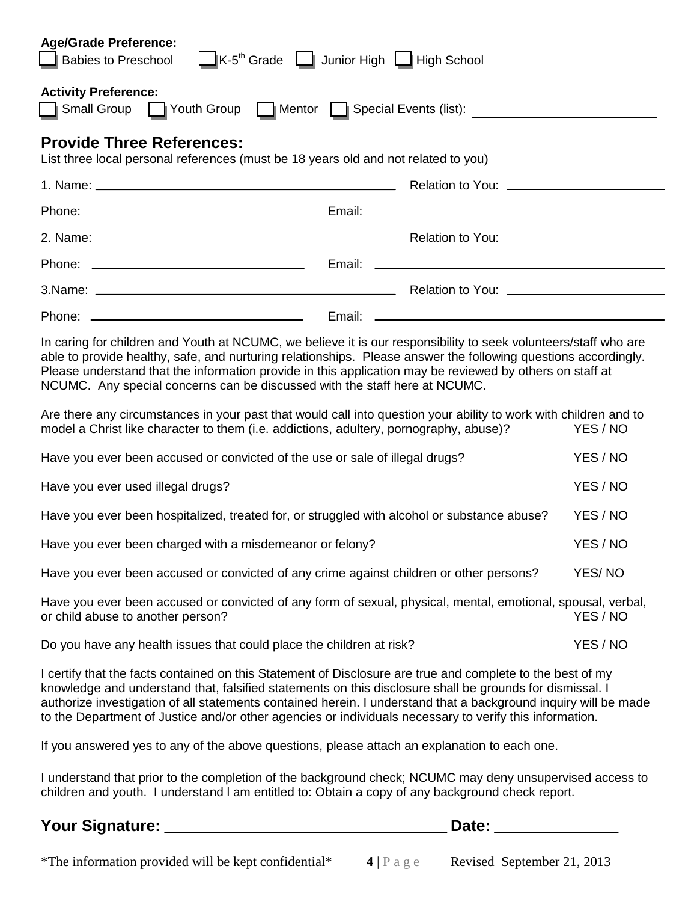**Age/Grade Preference:**

☐ Babies to Preschool ☐ K-5th Grade ☐ Junior High ☐ High School

**Activity Preference:**

☐ Small Group ☐ Youth Group ☐ Mentor ☐ Special Events (list): ______________________

## Provide Three References:

List three local personal references (must be 18 years old and not related to you)

1. Name: ________________________________________ Relation to You: ____________________

Phone: ____________________________ Email: ________________________________________

2. Name: ________________________________________ Relation to You: ____________________

Phone: ____________________________ Email: ________________________________________

3.Name: ________________________________________ Relation to You: ____________________

Phone: ____________________________ Email: ________________________________________

In caring for children and Youth at NCUMC, we believe it is our responsibility to seek volunteers/staff who are able to provide healthy, safe, and nurturing relationships. Please answer the following questions accordingly. Please understand that the information provide in this application may be reviewed by others on staff at NCUMC. Any special concerns can be discussed with the staff here at NCUMC.

Are there any circumstances in your past that would call into question your ability to work with children and to model a Christ like character to them (i.e. addictions, adultery, pornography, abuse)? YES / NO

Have you ever been accused or convicted of the use or sale of illegal drugs? YES / NO

Have you ever used illegal drugs? YES / NO

Have you ever been hospitalized, treated for, or struggled with alcohol or substance abuse? YES / NO

Have you ever been charged with a misdemeanor or felony? YES / NO

Have you ever been accused or convicted of any crime against children or other persons? YES/ NO

Have you ever been accused or convicted of any form of sexual, physical, mental, emotional, spousal, verbal, or child abuse to another person? YES / NO

Do you have any health issues that could place the children at risk? YES / NO

I certify that the facts contained on this Statement of Disclosure are true and complete to the best of my knowledge and understand that, falsified statements on this disclosure shall be grounds for dismissal. I authorize investigation of all statements contained herein. I understand that a background inquiry will be made to the Department of Justice and/or other agencies or individuals necessary to verify this information.

If you answered yes to any of the above questions, please attach an explanation to each one.

I understand that prior to the completion of the background check; NCUMC may deny unsupervised access to children and youth. I understand l am entitled to: Obtain a copy of any background check report.

**Your Signature: ________________________________ Date: ______________**

*The information provided will be kept confidential*

Revised September 21, 2013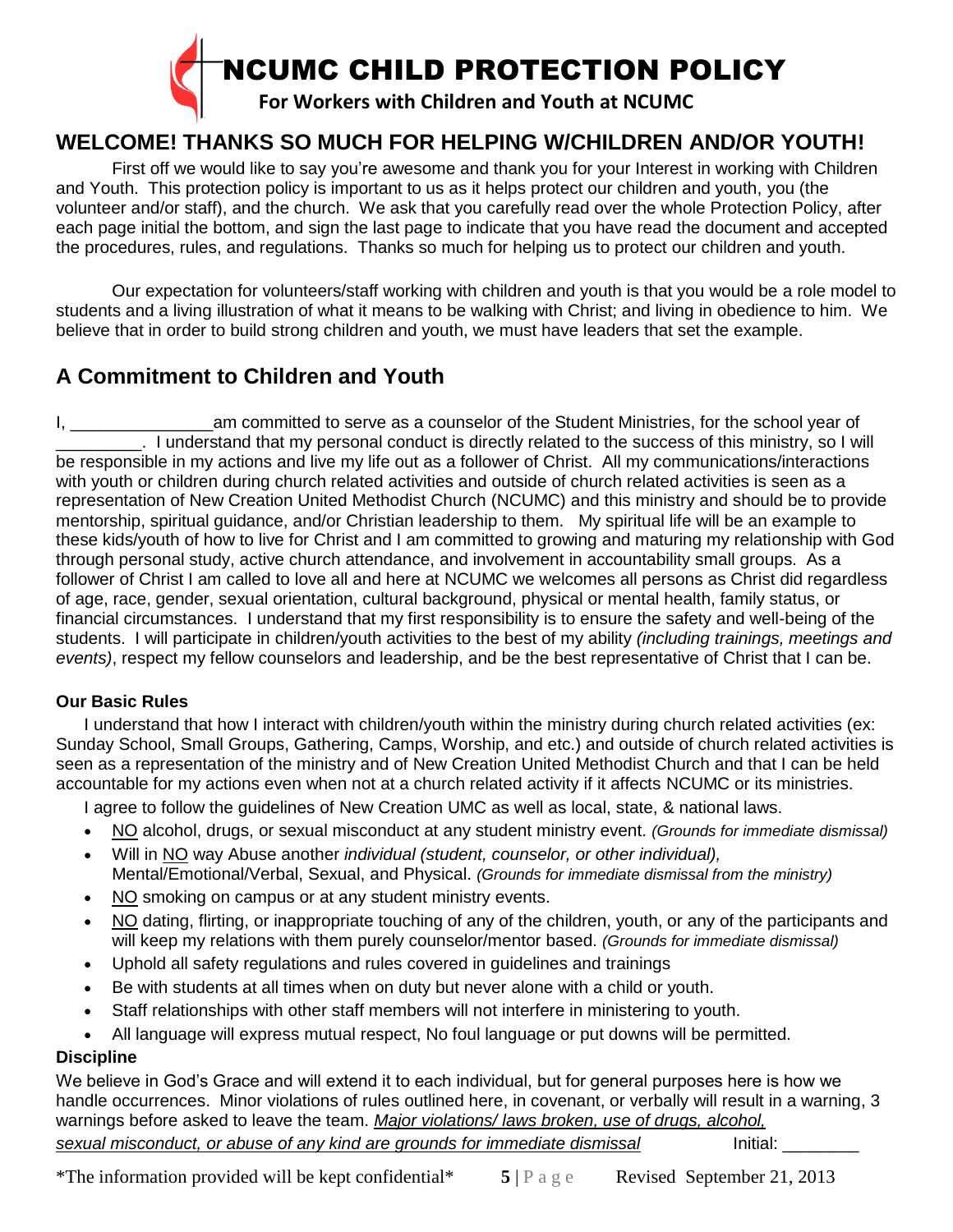# NCUMC CHILD PROTECTION POLICY

**For Workers with Children and Youth at NCUMC**

## WELCOME! THANKS SO MUCH FOR HELPING W/CHILDREN AND/OR YOUTH!

First off we would like to say you're awesome and thank you for your Interest in working with Children and Youth. This protection policy is important to us as it helps protect our children and youth, you (the volunteer and/or staff), and the church. We ask that you carefully read over the whole Protection Policy, after each page initial the bottom, and sign the last page to indicate that you have read the document and accepted the procedures, rules, and regulations. Thanks so much for helping us to protect our children and youth.

Our expectation for volunteers/staff working with children and youth is that you would be a role model to students and a living illustration of what it means to be walking with Christ; and living in obedience to him. We believe that in order to build strong children and youth, we must have leaders that set the example.

## A Commitment to Children and Youth

I, _______________am committed to serve as a counselor of the Student Ministries, for the school year of _________. I understand that my personal conduct is directly related to the success of this ministry, so I will be responsible in my actions and live my life out as a follower of Christ. All my communications/interactions with youth or children during church related activities and outside of church related activities is seen as a representation of New Creation United Methodist Church (NCUMC) and this ministry and should be to provide mentorship, spiritual guidance, and/or Christian leadership to them. My spiritual life will be an example to these kids/youth of how to live for Christ and I am committed to growing and maturing my relationship with God through personal study, active church attendance, and involvement in accountability small groups. As a follower of Christ I am called to love all and here at NCUMC we welcomes all persons as Christ did regardless of age, race, gender, sexual orientation, cultural background, physical or mental health, family status, or financial circumstances. I understand that my first responsibility is to ensure the safety and well-being of the students. I will participate in children/youth activities to the best of my ability *(including trainings, meetings and events)*, respect my fellow counselors and leadership, and be the best representative of Christ that I can be.

**Our Basic Rules**

I understand that how I interact with children/youth within the ministry during church related activities (ex: Sunday School, Small Groups, Gathering, Camps, Worship, and etc.) and outside of church related activities is seen as a representation of the ministry and of New Creation United Methodist Church and that I can be held accountable for my actions even when not at a church related activity if it affects NCUMC or its ministries.

I agree to follow the guidelines of New Creation UMC as well as local, state, & national laws.

- <u>NO</u> alcohol, drugs, or sexual misconduct at any student ministry event. *(Grounds for immediate dismissal)*
- Will in <u>NO</u> way Abuse another *individual (student, counselor, or other individual),* Mental/Emotional/Verbal, Sexual, and Physical. *(Grounds for immediate dismissal from the ministry)*
- <u>NO</u> smoking on campus or at any student ministry events.
- <u>NO</u> dating, flirting, or inappropriate touching of any of the children, youth, or any of the participants and will keep my relations with them purely counselor/mentor based. *(Grounds for immediate dismissal)*
- Uphold all safety regulations and rules covered in guidelines and trainings
- Be with students at all times when on duty but never alone with a child or youth.
- Staff relationships with other staff members will not interfere in ministering to youth.
- All language will express mutual respect, No foul language or put downs will be permitted.

**Discipline**

We believe in God's Grace and will extend it to each individual, but for general purposes here is how we handle occurrences. Minor violations of rules outlined here, in covenant, or verbally will result in a warning, 3 warnings before asked to leave the team. *<u>Major violations/ laws broken, use of drugs, alcohol, sexual misconduct, or abuse of any kind are grounds for immediate dismissal</u>*

Initial: ________

*The information provided will be kept confidential*

Revised September 21, 2013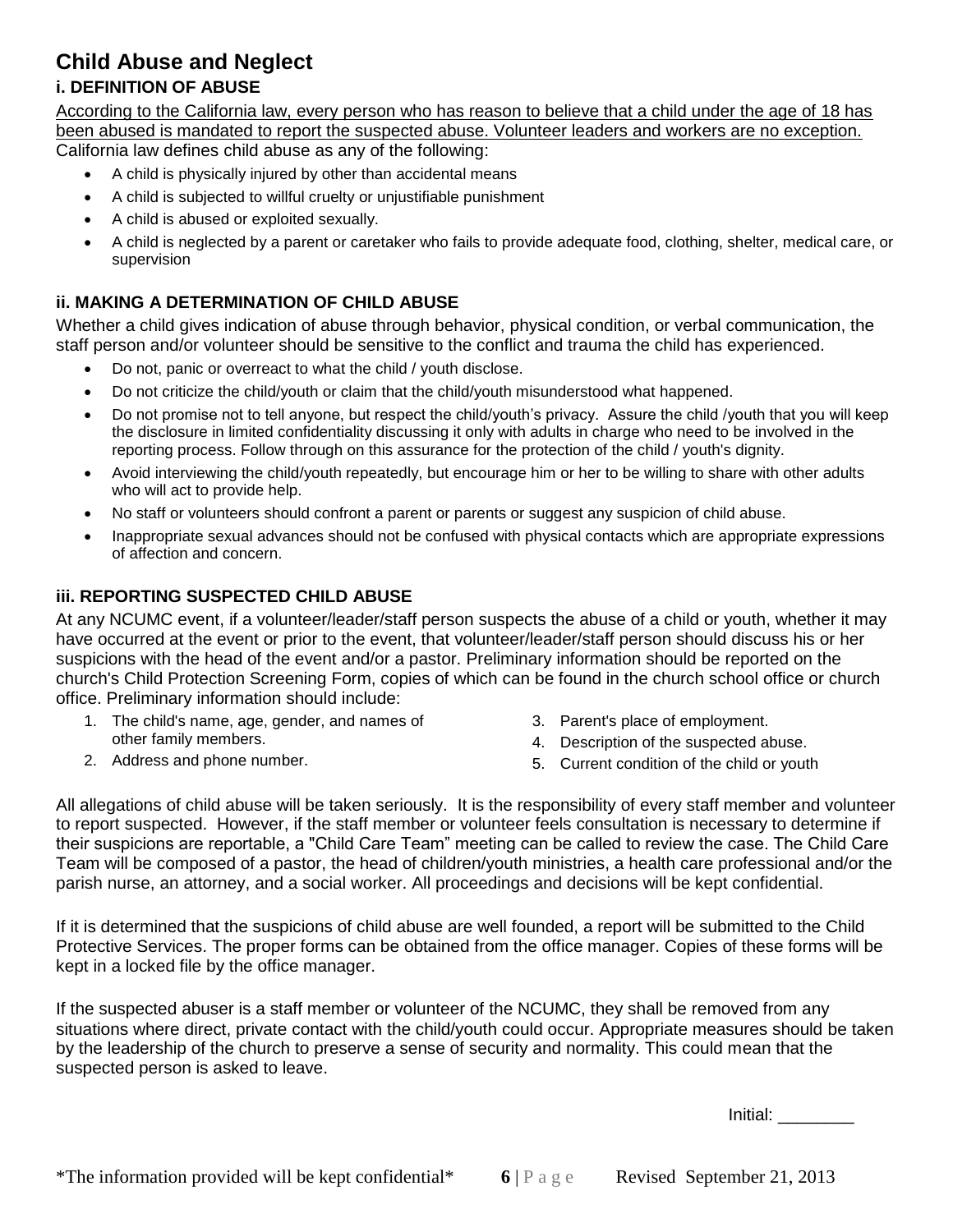# Child Abuse and Neglect

### i. DEFINITION OF ABUSE

According to the California law, every person who has reason to believe that a child under the age of 18 has been abused is mandated to report the suspected abuse. Volunteer leaders and workers are no exception. California law defines child abuse as any of the following:

- A child is physically injured by other than accidental means
- A child is subjected to willful cruelty or unjustifiable punishment
- A child is abused or exploited sexually.
- A child is neglected by a parent or caretaker who fails to provide adequate food, clothing, shelter, medical care, or supervision

### ii. MAKING A DETERMINATION OF CHILD ABUSE

Whether a child gives indication of abuse through behavior, physical condition, or verbal communication, the staff person and/or volunteer should be sensitive to the conflict and trauma the child has experienced.

- Do not, panic or overreact to what the child / youth disclose.
- Do not criticize the child/youth or claim that the child/youth misunderstood what happened.
- Do not promise not to tell anyone, but respect the child/youth's privacy. Assure the child /youth that you will keep the disclosure in limited confidentiality discussing it only with adults in charge who need to be involved in the reporting process. Follow through on this assurance for the protection of the child / youth's dignity.
- Avoid interviewing the child/youth repeatedly, but encourage him or her to be willing to share with other adults who will act to provide help.
- No staff or volunteers should confront a parent or parents or suggest any suspicion of child abuse.
- Inappropriate sexual advances should not be confused with physical contacts which are appropriate expressions of affection and concern.

### iii. REPORTING SUSPECTED CHILD ABUSE

At any NCUMC event, if a volunteer/leader/staff person suspects the abuse of a child or youth, whether it may have occurred at the event or prior to the event, that volunteer/leader/staff person should discuss his or her suspicions with the head of the event and/or a pastor. Preliminary information should be reported on the church's Child Protection Screening Form, copies of which can be found in the church school office or church office. Preliminary information should include:

1. The child's name, age, gender, and names of other family members.
2. Address and phone number.
3. Parent's place of employment.
4. Description of the suspected abuse.
5. Current condition of the child or youth

All allegations of child abuse will be taken seriously. It is the responsibility of every staff member and volunteer to report suspected. However, if the staff member or volunteer feels consultation is necessary to determine if their suspicions are reportable, a "Child Care Team" meeting can be called to review the case. The Child Care Team will be composed of a pastor, the head of children/youth ministries, a health care professional and/or the parish nurse, an attorney, and a social worker. All proceedings and decisions will be kept confidential.

If it is determined that the suspicions of child abuse are well founded, a report will be submitted to the Child Protective Services. The proper forms can be obtained from the office manager. Copies of these forms will be kept in a locked file by the office manager.

If the suspected abuser is a staff member or volunteer of the NCUMC, they shall be removed from any situations where direct, private contact with the child/youth could occur. Appropriate measures should be taken by the leadership of the church to preserve a sense of security and normality. This could mean that the suspected person is asked to leave.

Initial: ________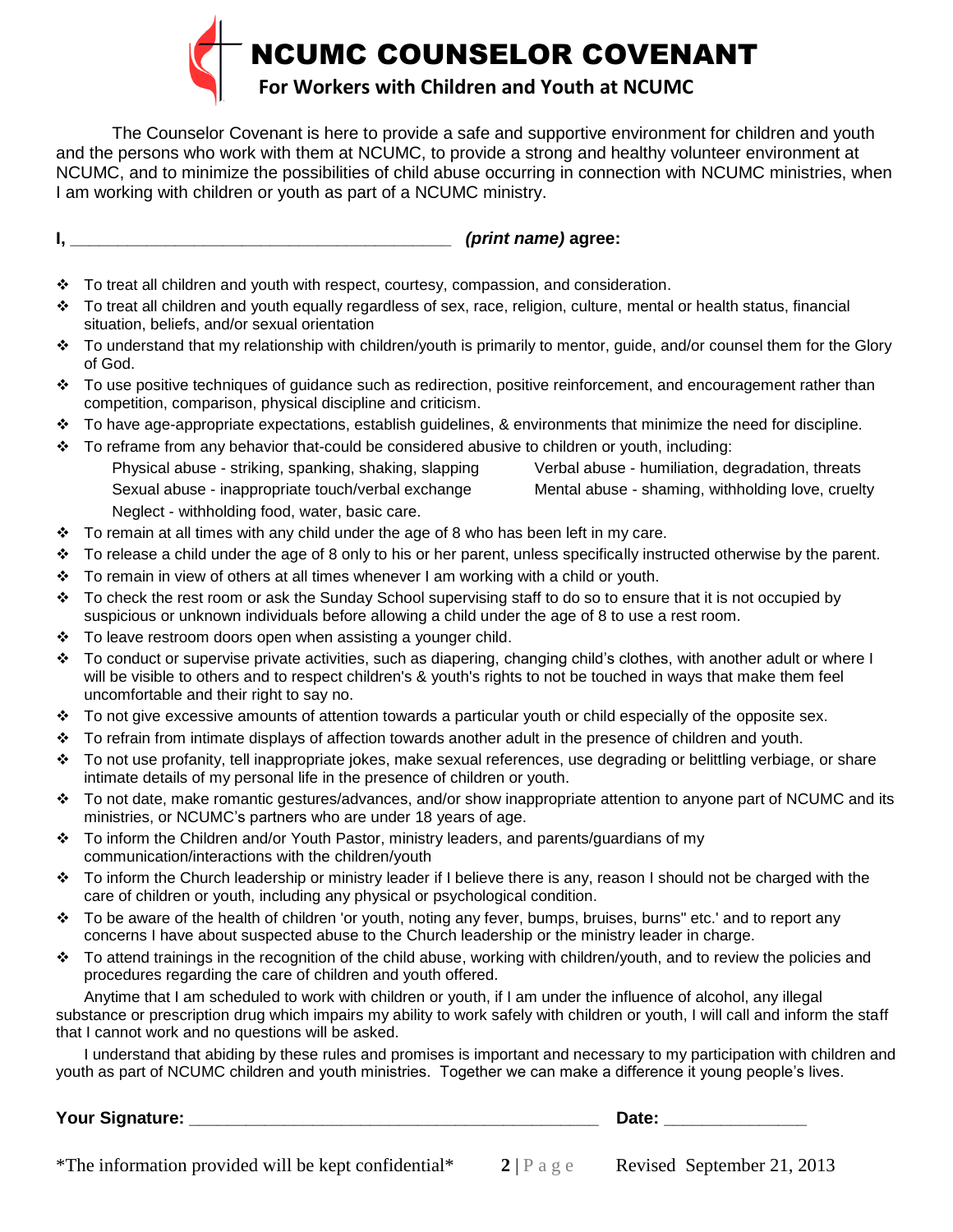# NCUMC COUNSELOR COVENANT

## For Workers with Children and Youth at NCUMC

The Counselor Covenant is here to provide a safe and supportive environment for children and youth and the persons who work with them at NCUMC, to provide a strong and healthy volunteer environment at NCUMC, and to minimize the possibilities of child abuse occurring in connection with NCUMC ministries, when I am working with children or youth as part of a NCUMC ministry.

**I, ________________________________________** ***(print name)*** **agree:**

- To treat all children and youth with respect, courtesy, compassion, and consideration.
- To treat all children and youth equally regardless of sex, race, religion, culture, mental or health status, financial situation, beliefs, and/or sexual orientation
- To understand that my relationship with children/youth is primarily to mentor, guide, and/or counsel them for the Glory of God.
- To use positive techniques of guidance such as redirection, positive reinforcement, and encouragement rather than competition, comparison, physical discipline and criticism.
- To have age-appropriate expectations, establish guidelines, & environments that minimize the need for discipline.
- To reframe from any behavior that-could be considered abusive to children or youth, including:
  - Physical abuse - striking, spanking, shaking, slapping
  - Verbal abuse - humiliation, degradation, threats
  - Sexual abuse - inappropriate touch/verbal exchange
  - Mental abuse - shaming, withholding love, cruelty
  - Neglect - withholding food, water, basic care.
- To remain at all times with any child under the age of 8 who has been left in my care.
- To release a child under the age of 8 only to his or her parent, unless specifically instructed otherwise by the parent.
- To remain in view of others at all times whenever I am working with a child or youth.
- To check the rest room or ask the Sunday School supervising staff to do so to ensure that it is not occupied by suspicious or unknown individuals before allowing a child under the age of 8 to use a rest room.
- To leave restroom doors open when assisting a younger child.
- To conduct or supervise private activities, such as diapering, changing child's clothes, with another adult or where I will be visible to others and to respect children's & youth's rights to not be touched in ways that make them feel uncomfortable and their right to say no.
- To not give excessive amounts of attention towards a particular youth or child especially of the opposite sex.
- To refrain from intimate displays of affection towards another adult in the presence of children and youth.
- To not use profanity, tell inappropriate jokes, make sexual references, use degrading or belittling verbiage, or share intimate details of my personal life in the presence of children or youth.
- To not date, make romantic gestures/advances, and/or show inappropriate attention to anyone part of NCUMC and its ministries, or NCUMC's partners who are under 18 years of age.
- To inform the Children and/or Youth Pastor, ministry leaders, and parents/guardians of my communication/interactions with the children/youth
- To inform the Church leadership or ministry leader if I believe there is any, reason I should not be charged with the care of children or youth, including any physical or psychological condition.
- To be aware of the health of children 'or youth, noting any fever, bumps, bruises, burns" etc.' and to report any concerns I have about suspected abuse to the Church leadership or the ministry leader in charge.
- To attend trainings in the recognition of the child abuse, working with children/youth, and to review the policies and procedures regarding the care of children and youth offered.

Anytime that I am scheduled to work with children or youth, if I am under the influence of alcohol, any illegal substance or prescription drug which impairs my ability to work safely with children or youth, I will call and inform the staff that I cannot work and no questions will be asked.

I understand that abiding by these rules and promises is important and necessary to my participation with children and youth as part of NCUMC children and youth ministries. Together we can make a difference it young people's lives.

**Your Signature:** ______________________________ **Date:** ______________

*The information provided will be kept confidential*

Revised September 21, 2013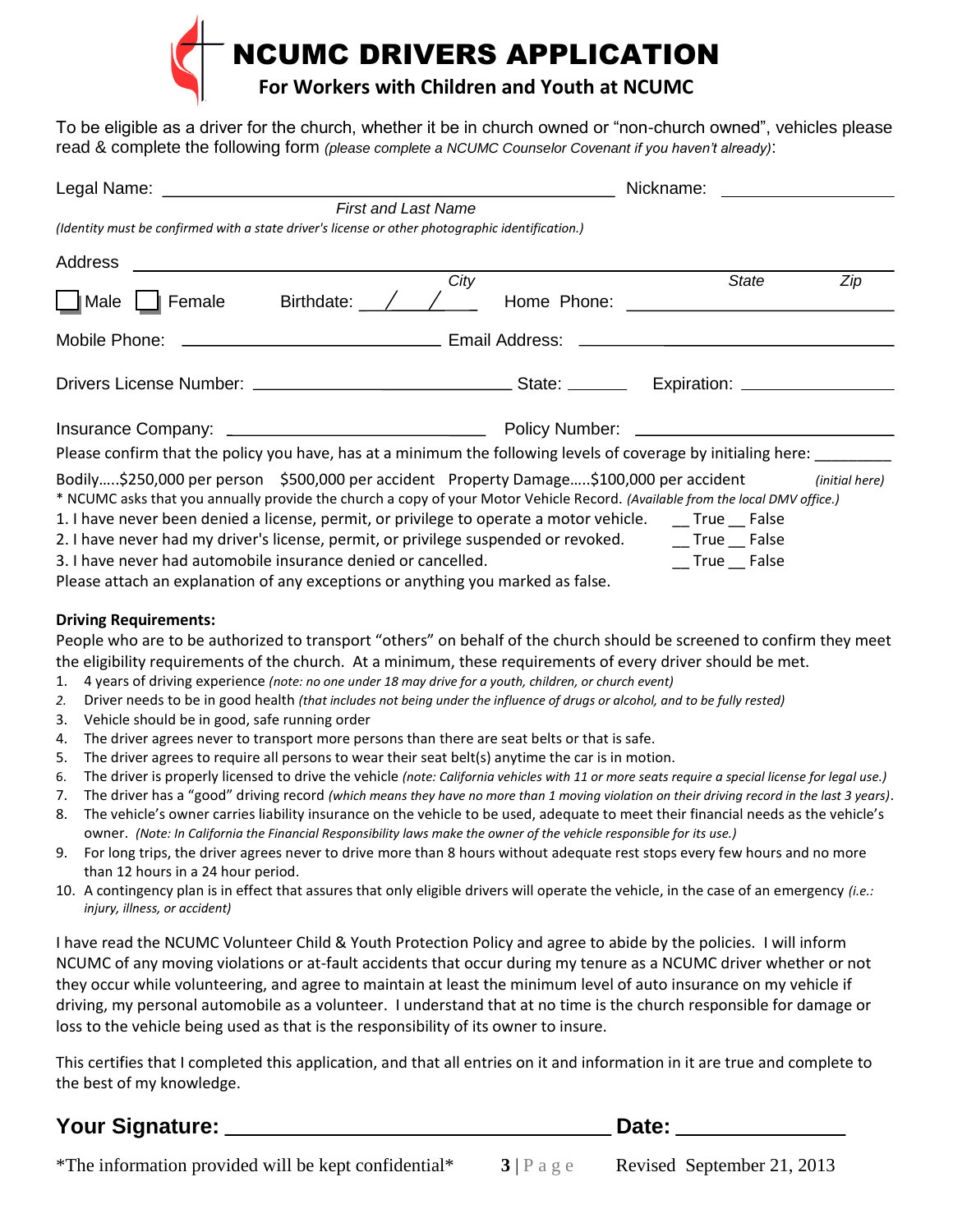# NCUMC DRIVERS APPLICATION

## For Workers with Children and Youth at NCUMC

To be eligible as a driver for the church, whether it be in church owned or "non-church owned", vehicles please read & complete the following form *(please complete a NCUMC Counselor Covenant if you haven't already)*:

Legal Name: ______________________________________________ Nickname: ________________

*First and Last Name*

*(Identity must be confirmed with a state driver's license or other photographic identification.)*

Address ______________________________________________________________________________

*City* *State* *Zip*

☐ Male ☐ Female Birthdate: ___/___/___ Home Phone: ________________________

Mobile Phone: ___________________________ Email Address: _________________________________

Drivers License Number: ___________________________ State: ______ Expiration: _______________

Insurance Company: ___________________________ Policy Number: ___________________________

Please confirm that the policy you have, has at a minimum the following levels of coverage by initialing here: ________

Bodily…..$250,000 per person $500,000 per accident Property Damage…..$100,000 per accident *(initial here)*

\* NCUMC asks that you annually provide the church a copy of your Motor Vehicle Record. *(Available from the local DMV office.)*

1. I have never been denied a license, permit, or privilege to operate a motor vehicle. __ True __ False
2. I have never had my driver's license, permit, or privilege suspended or revoked. __ True __ False
3. I have never had automobile insurance denied or cancelled. __ True __ False

Please attach an explanation of any exceptions or anything you marked as false.

**Driving Requirements:**

People who are to be authorized to transport "others" on behalf of the church should be screened to confirm they meet the eligibility requirements of the church. At a minimum, these requirements of every driver should be met.

1. 4 years of driving experience *(note: no one under 18 may drive for a youth, children, or church event)*
2. Driver needs to be in good health *(that includes not being under the influence of drugs or alcohol, and to be fully rested)*
3. Vehicle should be in good, safe running order
4. The driver agrees never to transport more persons than there are seat belts or that is safe.
5. The driver agrees to require all persons to wear their seat belt(s) anytime the car is in motion.
6. The driver is properly licensed to drive the vehicle *(note: California vehicles with 11 or more seats require a special license for legal use.)*
7. The driver has a "good" driving record *(which means they have no more than 1 moving violation on their driving record in the last 3 years)*.
8. The vehicle's owner carries liability insurance on the vehicle to be used, adequate to meet their financial needs as the vehicle's owner. *(Note: In California the Financial Responsibility laws make the owner of the vehicle responsible for its use.)*
9. For long trips, the driver agrees never to drive more than 8 hours without adequate rest stops every few hours and no more than 12 hours in a 24 hour period.
10. A contingency plan is in effect that assures that only eligible drivers will operate the vehicle, in the case of an emergency *(i.e.: injury, illness, or accident)*

I have read the NCUMC Volunteer Child & Youth Protection Policy and agree to abide by the policies. I will inform NCUMC of any moving violations or at-fault accidents that occur during my tenure as a NCUMC driver whether or not they occur while volunteering, and agree to maintain at least the minimum level of auto insurance on my vehicle if driving, my personal automobile as a volunteer. I understand that at no time is the church responsible for damage or loss to the vehicle being used as that is the responsibility of its owner to insure.

This certifies that I completed this application, and that all entries on it and information in it are true and complete to the best of my knowledge.

**Your Signature: ___________________________________ Date: _______________**

\*The information provided will be kept confidential\* Revised September 21, 2013